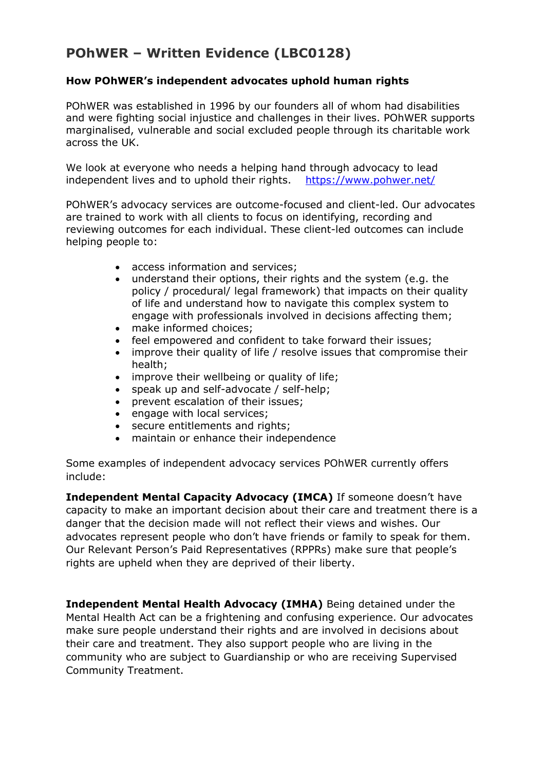# POhWER – Written Evidence (LBC0128)

**How POhWER's independent advocates uphold human rights**

POhWER was established in 1996 by our founders all of whom had disabilities and were fighting social injustice and challenges in their lives. POhWER supports marginalised, vulnerable and social excluded people through its charitable work across the UK.

We look at everyone who needs a helping hand through advocacy to lead independent lives and to uphold their rights. https://www.pohwer.net/

POhWER's advocacy services are outcome-focused and client-led. Our advocates are trained to work with all clients to focus on identifying, recording and reviewing outcomes for each individual. These client-led outcomes can include helping people to:

- access information and services;
- understand their options, their rights and the system (e.g. the policy / procedural/ legal framework) that impacts on their quality of life and understand how to navigate this complex system to engage with professionals involved in decisions affecting them;
- make informed choices;
- feel empowered and confident to take forward their issues;
- improve their quality of life / resolve issues that compromise their health;
- improve their wellbeing or quality of life;
- speak up and self-advocate / self-help;
- prevent escalation of their issues;
- engage with local services;
- secure entitlements and rights;
- maintain or enhance their independence

Some examples of independent advocacy services POhWER currently offers include:

**Independent Mental Capacity Advocacy (IMCA)** If someone doesn't have capacity to make an important decision about their care and treatment there is a danger that the decision made will not reflect their views and wishes. Our advocates represent people who don't have friends or family to speak for them. Our Relevant Person's Paid Representatives (RPPRs) make sure that people's rights are upheld when they are deprived of their liberty.

**Independent Mental Health Advocacy (IMHA)** Being detained under the Mental Health Act can be a frightening and confusing experience. Our advocates make sure people understand their rights and are involved in decisions about their care and treatment. They also support people who are living in the community who are subject to Guardianship or who are receiving Supervised Community Treatment.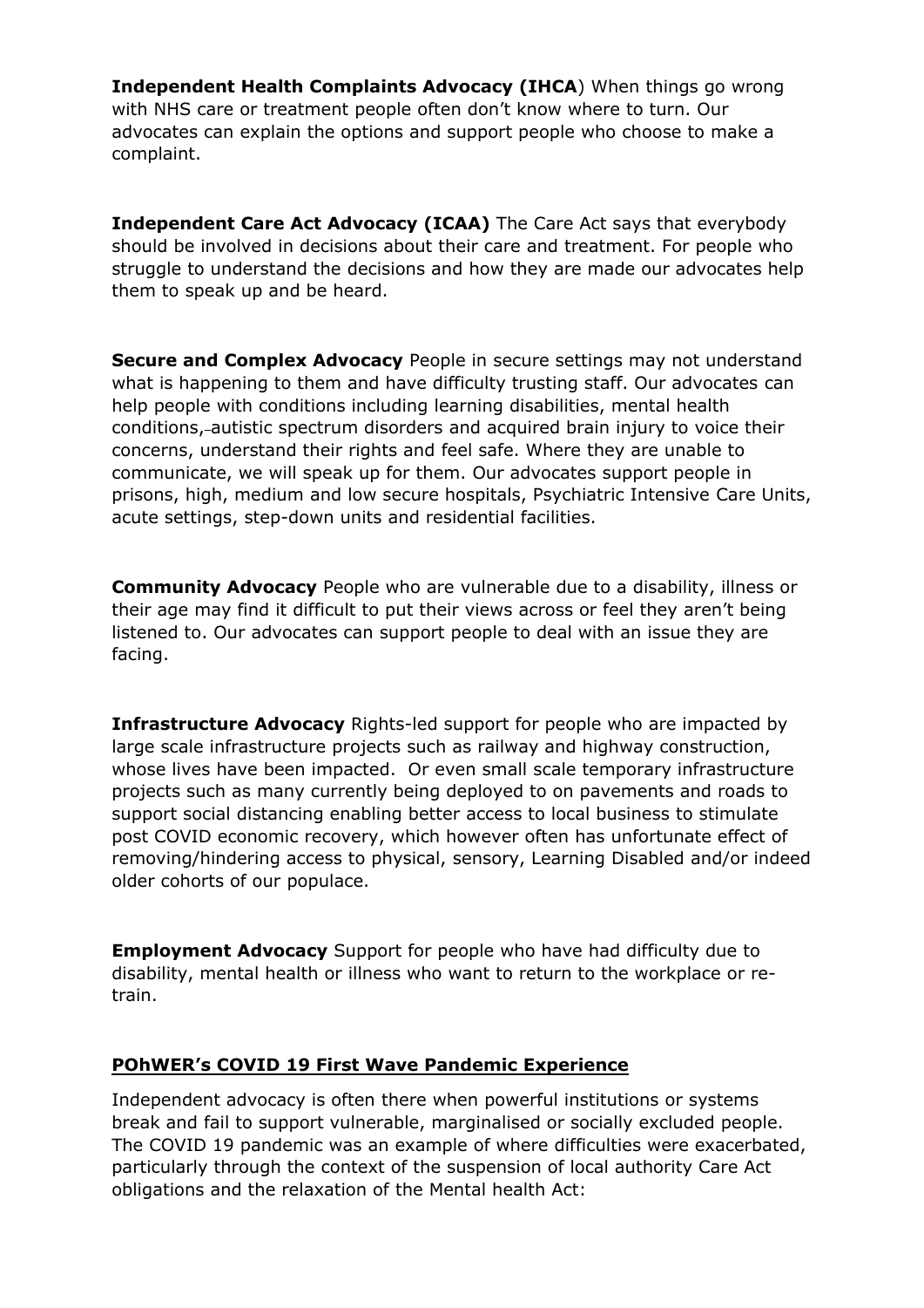**Independent Health Complaints Advocacy (IHCA**) When things go wrong with NHS care or treatment people often don't know where to turn. Our advocates can explain the options and support people who choose to make a complaint.

**Independent Care Act Advocacy (ICAA)** The Care Act says that everybody should be involved in decisions about their care and treatment. For people who struggle to understand the decisions and how they are made our advocates help them to speak up and be heard.

**Secure and Complex Advocacy** People in secure settings may not understand what is happening to them and have difficulty trusting staff. Our advocates can help people with conditions including learning disabilities, mental health conditions, autistic spectrum disorders and acquired brain injury to voice their concerns, understand their rights and feel safe. Where they are unable to communicate, we will speak up for them. Our advocates support people in prisons, high, medium and low secure hospitals, Psychiatric Intensive Care Units, acute settings, step-down units and residential facilities.

**Community Advocacy** People who are vulnerable due to a disability, illness or their age may find it difficult to put their views across or feel they aren't being listened to. Our advocates can support people to deal with an issue they are facing.

**Infrastructure Advocacy** Rights-led support for people who are impacted by large scale infrastructure projects such as railway and highway construction, whose lives have been impacted. Or even small scale temporary infrastructure projects such as many currently being deployed to on pavements and roads to support social distancing enabling better access to local business to stimulate post COVID economic recovery, which however often has unfortunate effect of removing/hindering access to physical, sensory, Learning Disabled and/or indeed older cohorts of our populace.

**Employment Advocacy** Support for people who have had difficulty due to disability, mental health or illness who want to return to the workplace or re-train.

**POhWER's COVID 19 First Wave Pandemic Experience**

Independent advocacy is often there when powerful institutions or systems break and fail to support vulnerable, marginalised or socially excluded people. The COVID 19 pandemic was an example of where difficulties were exacerbated, particularly through the context of the suspension of local authority Care Act obligations and the relaxation of the Mental health Act: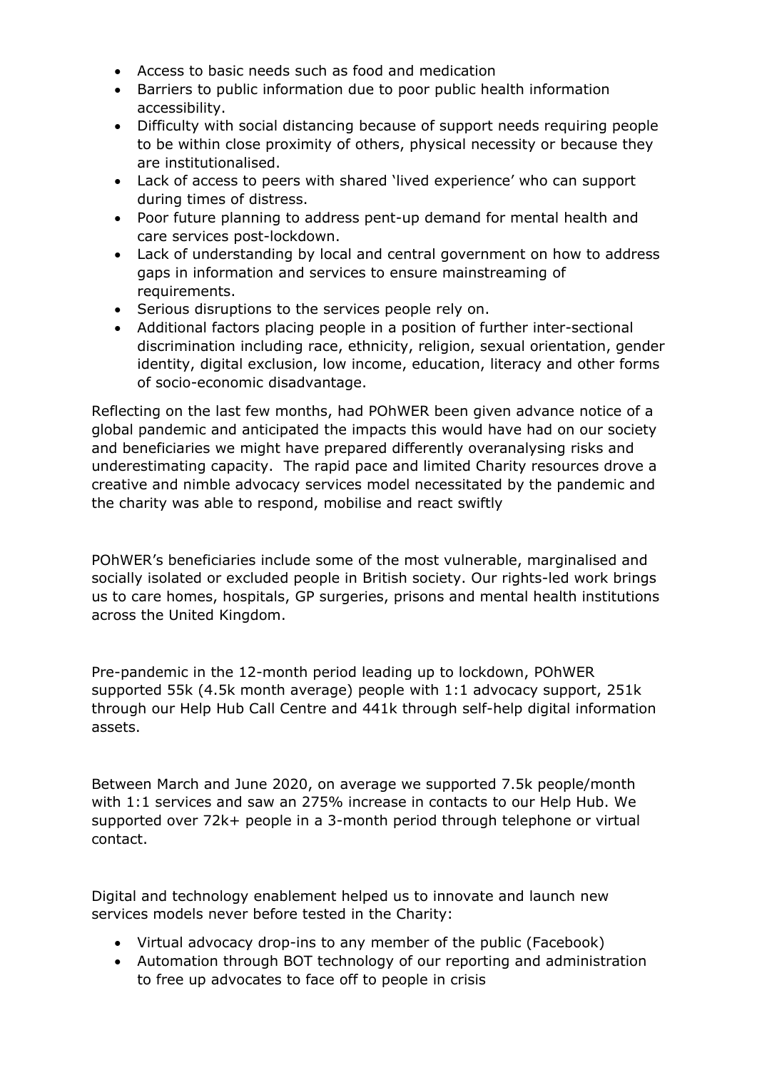- Access to basic needs such as food and medication
- Barriers to public information due to poor public health information accessibility.
- Difficulty with social distancing because of support needs requiring people to be within close proximity of others, physical necessity or because they are institutionalised.
- Lack of access to peers with shared 'lived experience' who can support during times of distress.
- Poor future planning to address pent-up demand for mental health and care services post-lockdown.
- Lack of understanding by local and central government on how to address gaps in information and services to ensure mainstreaming of requirements.
- Serious disruptions to the services people rely on.
- Additional factors placing people in a position of further inter-sectional discrimination including race, ethnicity, religion, sexual orientation, gender identity, digital exclusion, low income, education, literacy and other forms of socio-economic disadvantage.

Reflecting on the last few months, had POhWER been given advance notice of a global pandemic and anticipated the impacts this would have had on our society and beneficiaries we might have prepared differently overanalysing risks and underestimating capacity. The rapid pace and limited Charity resources drove a creative and nimble advocacy services model necessitated by the pandemic and the charity was able to respond, mobilise and react swiftly

POhWER's beneficiaries include some of the most vulnerable, marginalised and socially isolated or excluded people in British society. Our rights-led work brings us to care homes, hospitals, GP surgeries, prisons and mental health institutions across the United Kingdom.

Pre-pandemic in the 12-month period leading up to lockdown, POhWER supported 55k (4.5k month average) people with 1:1 advocacy support, 251k through our Help Hub Call Centre and 441k through self-help digital information assets.

Between March and June 2020, on average we supported 7.5k people/month with 1:1 services and saw an 275% increase in contacts to our Help Hub. We supported over 72k+ people in a 3-month period through telephone or virtual contact.

Digital and technology enablement helped us to innovate and launch new services models never before tested in the Charity:

- Virtual advocacy drop-ins to any member of the public (Facebook)
- Automation through BOT technology of our reporting and administration to free up advocates to face off to people in crisis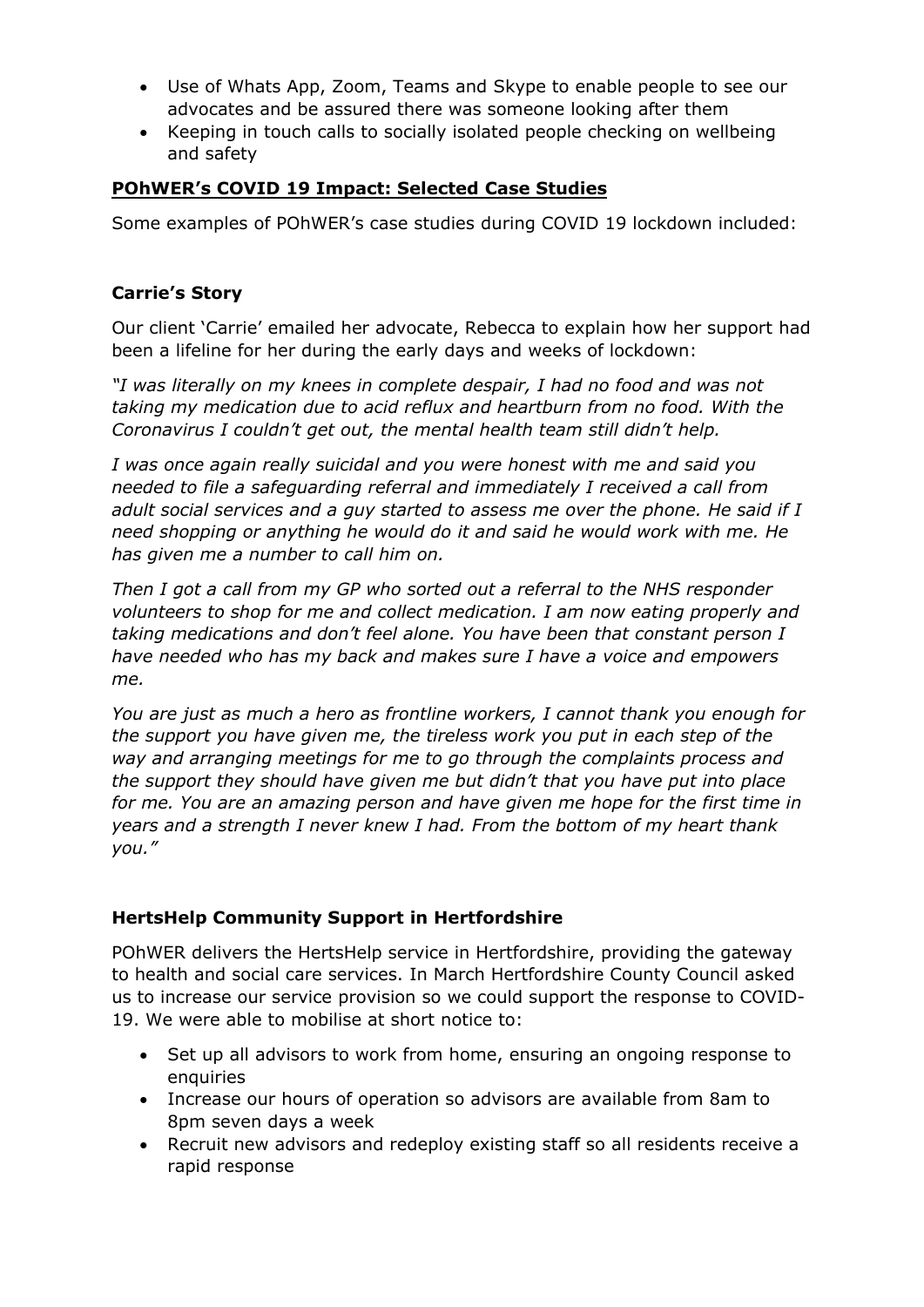- Use of Whats App, Zoom, Teams and Skype to enable people to see our advocates and be assured there was someone looking after them
- Keeping in touch calls to socially isolated people checking on wellbeing and safety

**POhWER's COVID 19 Impact: Selected Case Studies**

Some examples of POhWER's case studies during COVID 19 lockdown included:

### Carrie's Story

Our client 'Carrie' emailed her advocate, Rebecca to explain how her support had been a lifeline for her during the early days and weeks of lockdown:

*"I was literally on my knees in complete despair, I had no food and was not taking my medication due to acid reflux and heartburn from no food. With the Coronavirus I couldn't get out, the mental health team still didn't help.*

*I was once again really suicidal and you were honest with me and said you needed to file a safeguarding referral and immediately I received a call from adult social services and a guy started to assess me over the phone. He said if I need shopping or anything he would do it and said he would work with me. He has given me a number to call him on.*

*Then I got a call from my GP who sorted out a referral to the NHS responder volunteers to shop for me and collect medication. I am now eating properly and taking medications and don't feel alone. You have been that constant person I have needed who has my back and makes sure I have a voice and empowers me.*

*You are just as much a hero as frontline workers, I cannot thank you enough for the support you have given me, the tireless work you put in each step of the way and arranging meetings for me to go through the complaints process and the support they should have given me but didn't that you have put into place for me. You are an amazing person and have given me hope for the first time in years and a strength I never knew I had. From the bottom of my heart thank you."*

### HertsHelp Community Support in Hertfordshire

POhWER delivers the HertsHelp service in Hertfordshire, providing the gateway to health and social care services. In March Hertfordshire County Council asked us to increase our service provision so we could support the response to COVID-19. We were able to mobilise at short notice to:

- Set up all advisors to work from home, ensuring an ongoing response to enquiries
- Increase our hours of operation so advisors are available from 8am to 8pm seven days a week
- Recruit new advisors and redeploy existing staff so all residents receive a rapid response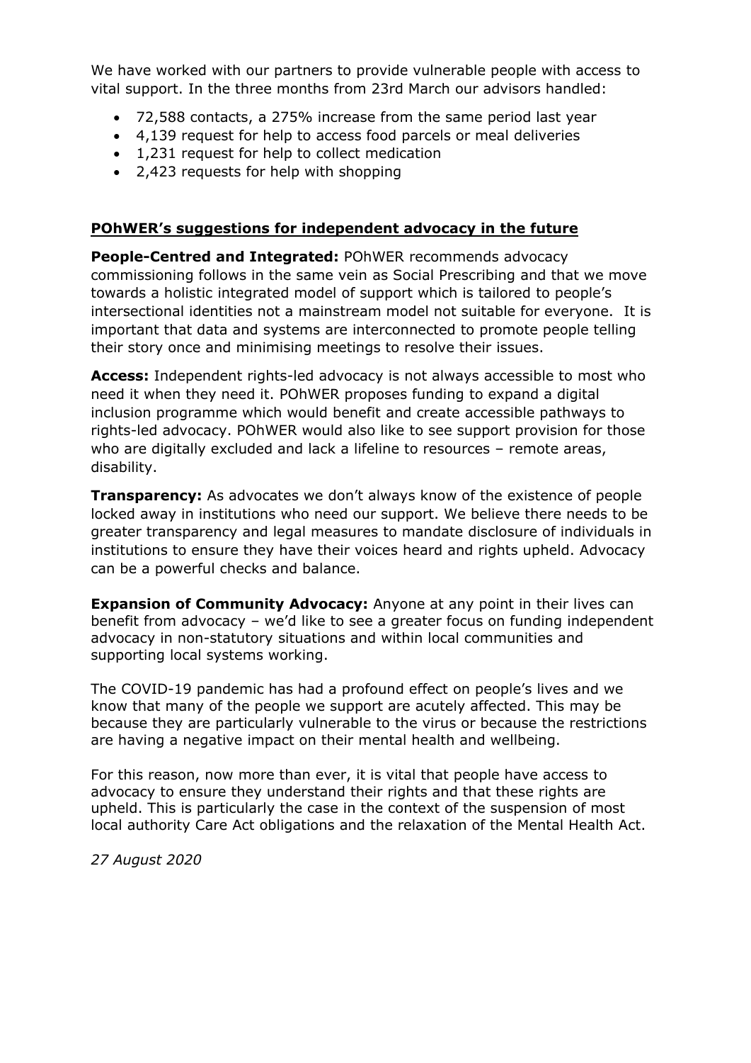We have worked with our partners to provide vulnerable people with access to vital support. In the three months from 23rd March our advisors handled:

- 72,588 contacts, a 275% increase from the same period last year
- 4,139 request for help to access food parcels or meal deliveries
- 1,231 request for help to collect medication
- 2,423 requests for help with shopping

## **POhWER's suggestions for independent advocacy in the future**

**People-Centred and Integrated:** POhWER recommends advocacy commissioning follows in the same vein as Social Prescribing and that we move towards a holistic integrated model of support which is tailored to people's intersectional identities not a mainstream model not suitable for everyone. It is important that data and systems are interconnected to promote people telling their story once and minimising meetings to resolve their issues.

**Access:** Independent rights-led advocacy is not always accessible to most who need it when they need it. POhWER proposes funding to expand a digital inclusion programme which would benefit and create accessible pathways to rights-led advocacy. POhWER would also like to see support provision for those who are digitally excluded and lack a lifeline to resources – remote areas, disability.

**Transparency:** As advocates we don't always know of the existence of people locked away in institutions who need our support. We believe there needs to be greater transparency and legal measures to mandate disclosure of individuals in institutions to ensure they have their voices heard and rights upheld. Advocacy can be a powerful checks and balance.

**Expansion of Community Advocacy:** Anyone at any point in their lives can benefit from advocacy – we'd like to see a greater focus on funding independent advocacy in non-statutory situations and within local communities and supporting local systems working.

The COVID-19 pandemic has had a profound effect on people's lives and we know that many of the people we support are acutely affected. This may be because they are particularly vulnerable to the virus or because the restrictions are having a negative impact on their mental health and wellbeing.

For this reason, now more than ever, it is vital that people have access to advocacy to ensure they understand their rights and that these rights are upheld. This is particularly the case in the context of the suspension of most local authority Care Act obligations and the relaxation of the Mental Health Act.

*27 August 2020*